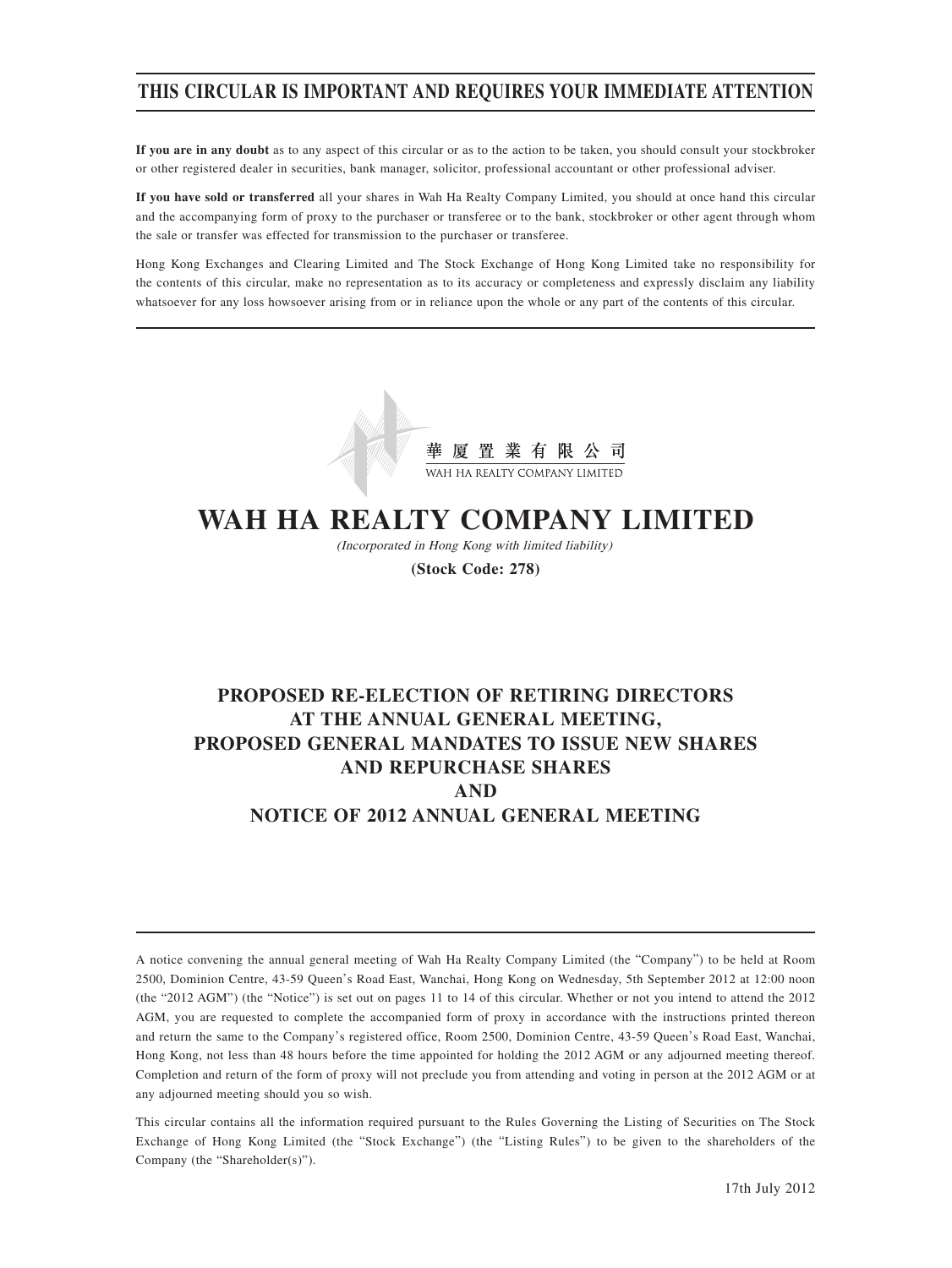# THIS CIRCULAR IS IMPORTANT AND REQUIRES YOUR IMMEDIATE ATTENTION

**If you are in any doubt** as to any aspect of this circular or as to the action to be taken, you should consult your stockbroker or other registered dealer in securities, bank manager, solicitor, professional accountant or other professional adviser.

**If you have sold or transferred** all your shares in Wah Ha Realty Company Limited, you should at once hand this circular and the accompanying form of proxy to the purchaser or transferee or to the bank, stockbroker or other agent through whom the sale or transfer was effected for transmission to the purchaser or transferee.

Hong Kong Exchanges and Clearing Limited and The Stock Exchange of Hong Kong Limited take no responsibility for the contents of this circular, make no representation as to its accuracy or completeness and expressly disclaim any liability whatsoever for any loss howsoever arising from or in reliance upon the whole or any part of the contents of this circular.

華 厦 置 業 有 限 公 司

WAH HA REALTY COMPANY LIMITED

# WAH HA REALTY COMPANY LIMITED

*(Incorporated in Hong Kong with limited liability)*

**(Stock Code: 278)**

## PROPOSED RE-ELECTION OF RETIRING DIRECTORS AT THE ANNUAL GENERAL MEETING, PROPOSED GENERAL MANDATES TO ISSUE NEW SHARES AND REPURCHASE SHARES AND NOTICE OF 2012 ANNUAL GENERAL MEETING

A notice convening the annual general meeting of Wah Ha Realty Company Limited (the "Company") to be held at Room 2500, Dominion Centre, 43-59 Queen's Road East, Wanchai, Hong Kong on Wednesday, 5th September 2012 at 12:00 noon (the "2012 AGM") (the "Notice") is set out on pages 11 to 14 of this circular. Whether or not you intend to attend the 2012 AGM, you are requested to complete the accompanied form of proxy in accordance with the instructions printed thereon and return the same to the Company's registered office, Room 2500, Dominion Centre, 43-59 Queen's Road East, Wanchai, Hong Kong, not less than 48 hours before the time appointed for holding the 2012 AGM or any adjourned meeting thereof. Completion and return of the form of proxy will not preclude you from attending and voting in person at the 2012 AGM or at any adjourned meeting should you so wish.

This circular contains all the information required pursuant to the Rules Governing the Listing of Securities on The Stock Exchange of Hong Kong Limited (the "Stock Exchange") (the "Listing Rules") to be given to the shareholders of the Company (the "Shareholder(s)").

17th July 2012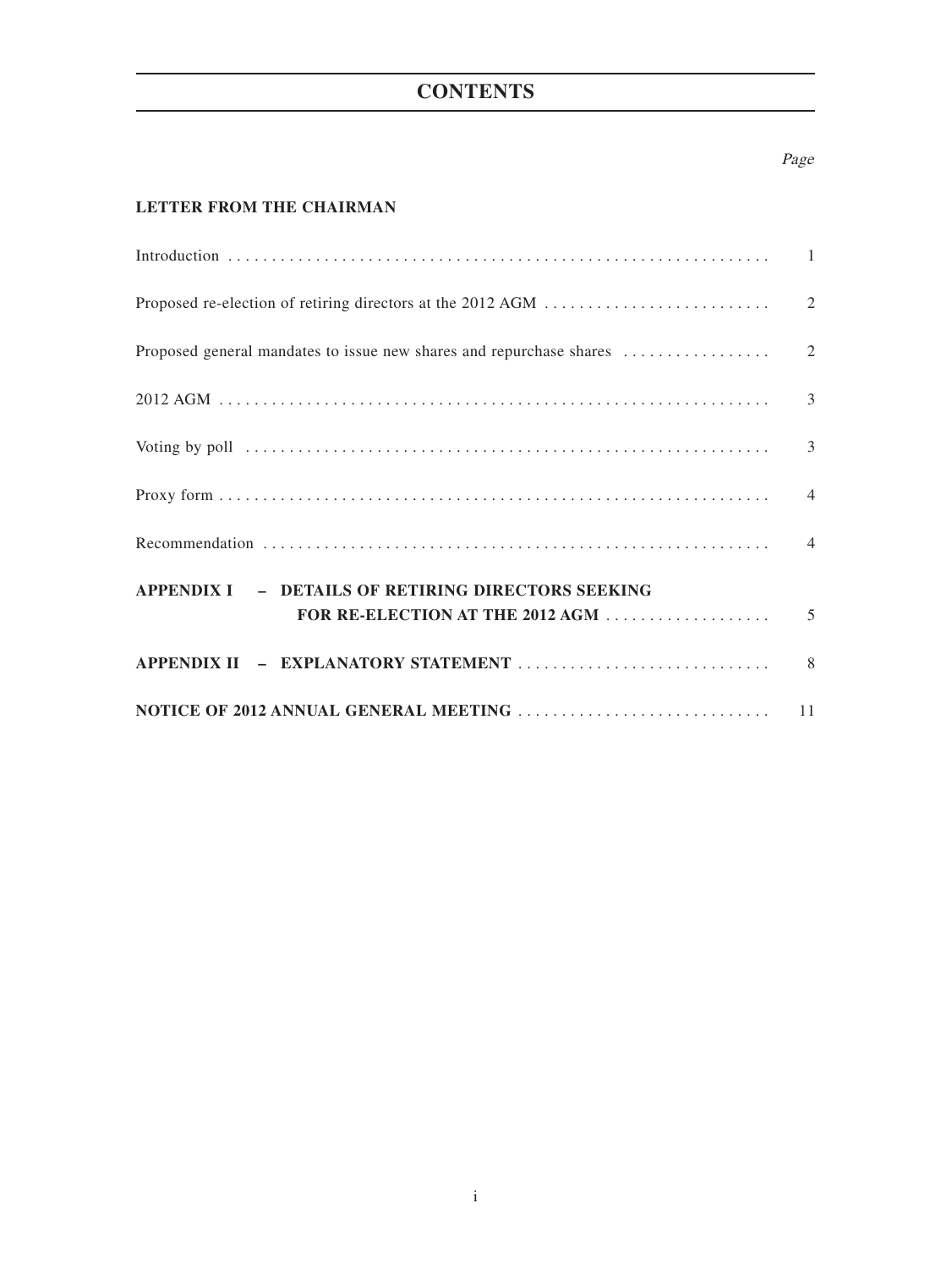# CONTENTS

| | Page |
|---|---|
| **LETTER FROM THE CHAIRMAN** | |
| Introduction | 1 |
| Proposed re-election of retiring directors at the 2012 AGM | 2 |
| Proposed general mandates to issue new shares and repurchase shares | 2 |
| 2012 AGM | 3 |
| Voting by poll | 3 |
| Proxy form | 4 |
| Recommendation | 4 |
| **APPENDIX I – DETAILS OF RETIRING DIRECTORS SEEKING FOR RE-ELECTION AT THE 2012 AGM** | 5 |
| **APPENDIX II – EXPLANATORY STATEMENT** | 8 |
| **NOTICE OF 2012 ANNUAL GENERAL MEETING** | 11 |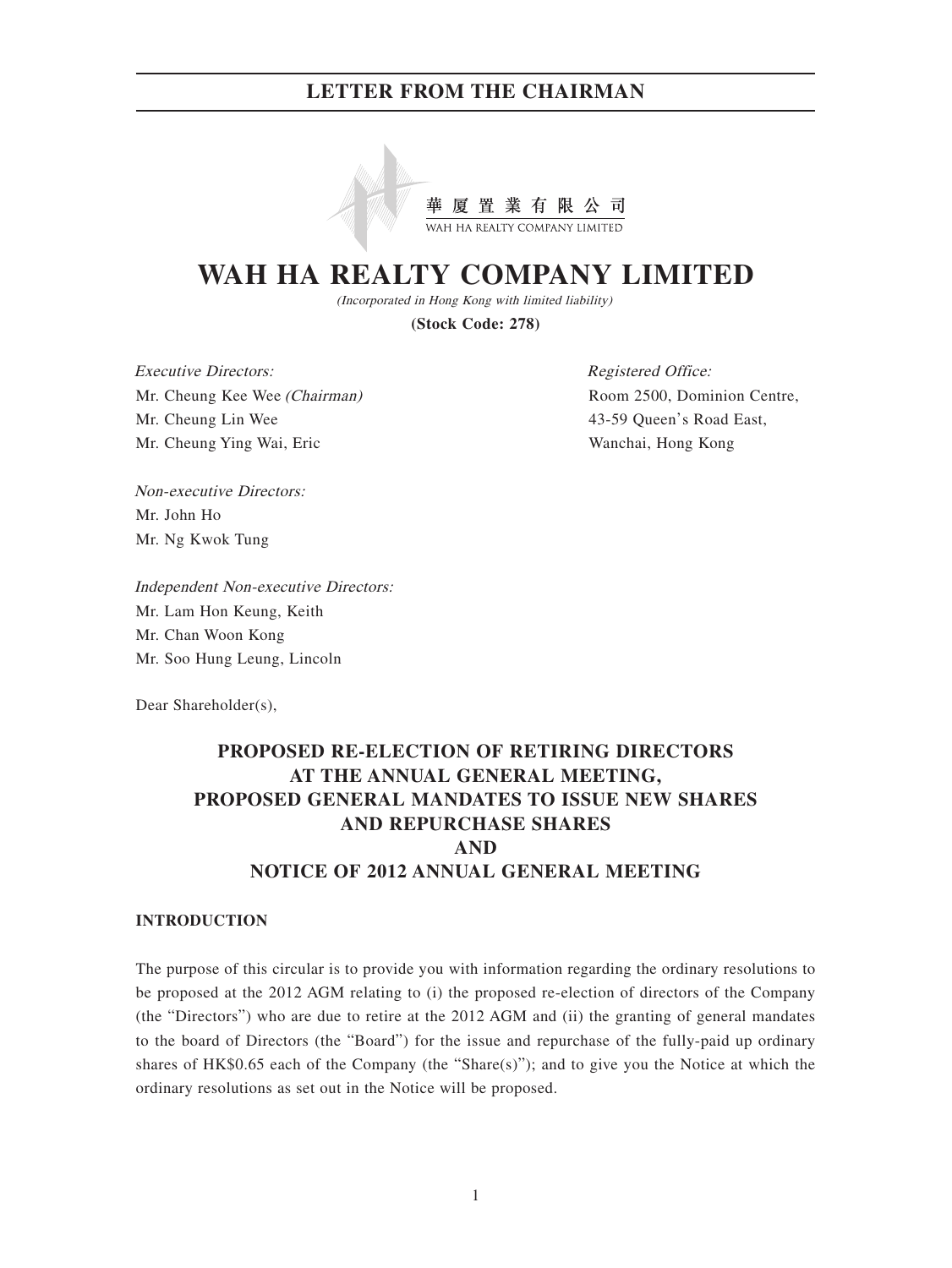## LETTER FROM THE CHAIRMAN

華厦置業有限公司
WAH HA REALTY COMPANY LIMITED

# WAH HA REALTY COMPANY LIMITED

*(Incorporated in Hong Kong with limited liability)*

**(Stock Code: 278)**

*Executive Directors:*
Mr. Cheung Kee Wee *(Chairman)*
Mr. Cheung Lin Wee
Mr. Cheung Ying Wai, Eric

*Non-executive Directors:*
Mr. John Ho
Mr. Ng Kwok Tung

*Independent Non-executive Directors:*
Mr. Lam Hon Keung, Keith
Mr. Chan Woon Kong
Mr. Soo Hung Leung, Lincoln

*Registered Office:*
Room 2500, Dominion Centre,
43-59 Queen's Road East,
Wanchai, Hong Kong

Dear Shareholder(s),

**PROPOSED RE-ELECTION OF RETIRING DIRECTORS AT THE ANNUAL GENERAL MEETING, PROPOSED GENERAL MANDATES TO ISSUE NEW SHARES AND REPURCHASE SHARES AND NOTICE OF 2012 ANNUAL GENERAL MEETING**

### INTRODUCTION

The purpose of this circular is to provide you with information regarding the ordinary resolutions to be proposed at the 2012 AGM relating to (i) the proposed re-election of directors of the Company (the "Directors") who are due to retire at the 2012 AGM and (ii) the granting of general mandates to the board of Directors (the "Board") for the issue and repurchase of the fully-paid up ordinary shares of HK$0.65 each of the Company (the "Share(s)"); and to give you the Notice at which the ordinary resolutions as set out in the Notice will be proposed.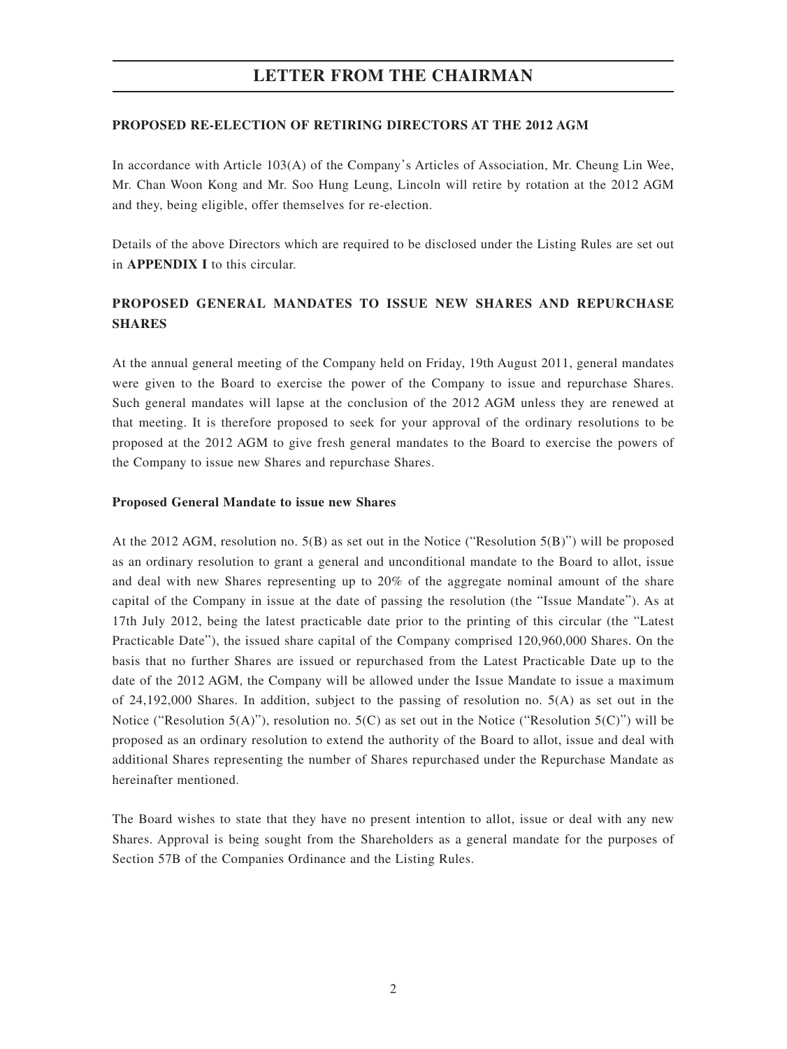# LETTER FROM THE CHAIRMAN

## PROPOSED RE-ELECTION OF RETIRING DIRECTORS AT THE 2012 AGM

In accordance with Article 103(A) of the Company's Articles of Association, Mr. Cheung Lin Wee, Mr. Chan Woon Kong and Mr. Soo Hung Leung, Lincoln will retire by rotation at the 2012 AGM and they, being eligible, offer themselves for re-election.

Details of the above Directors which are required to be disclosed under the Listing Rules are set out in **APPENDIX I** to this circular.

## PROPOSED GENERAL MANDATES TO ISSUE NEW SHARES AND REPURCHASE SHARES

At the annual general meeting of the Company held on Friday, 19th August 2011, general mandates were given to the Board to exercise the power of the Company to issue and repurchase Shares. Such general mandates will lapse at the conclusion of the 2012 AGM unless they are renewed at that meeting. It is therefore proposed to seek for your approval of the ordinary resolutions to be proposed at the 2012 AGM to give fresh general mandates to the Board to exercise the powers of the Company to issue new Shares and repurchase Shares.

### Proposed General Mandate to issue new Shares

At the 2012 AGM, resolution no. 5(B) as set out in the Notice ("Resolution 5(B)") will be proposed as an ordinary resolution to grant a general and unconditional mandate to the Board to allot, issue and deal with new Shares representing up to 20% of the aggregate nominal amount of the share capital of the Company in issue at the date of passing the resolution (the "Issue Mandate"). As at 17th July 2012, being the latest practicable date prior to the printing of this circular (the "Latest Practicable Date"), the issued share capital of the Company comprised 120,960,000 Shares. On the basis that no further Shares are issued or repurchased from the Latest Practicable Date up to the date of the 2012 AGM, the Company will be allowed under the Issue Mandate to issue a maximum of 24,192,000 Shares. In addition, subject to the passing of resolution no. 5(A) as set out in the Notice ("Resolution 5(A)"), resolution no. 5(C) as set out in the Notice ("Resolution 5(C)") will be proposed as an ordinary resolution to extend the authority of the Board to allot, issue and deal with additional Shares representing the number of Shares repurchased under the Repurchase Mandate as hereinafter mentioned.

The Board wishes to state that they have no present intention to allot, issue or deal with any new Shares. Approval is being sought from the Shareholders as a general mandate for the purposes of Section 57B of the Companies Ordinance and the Listing Rules.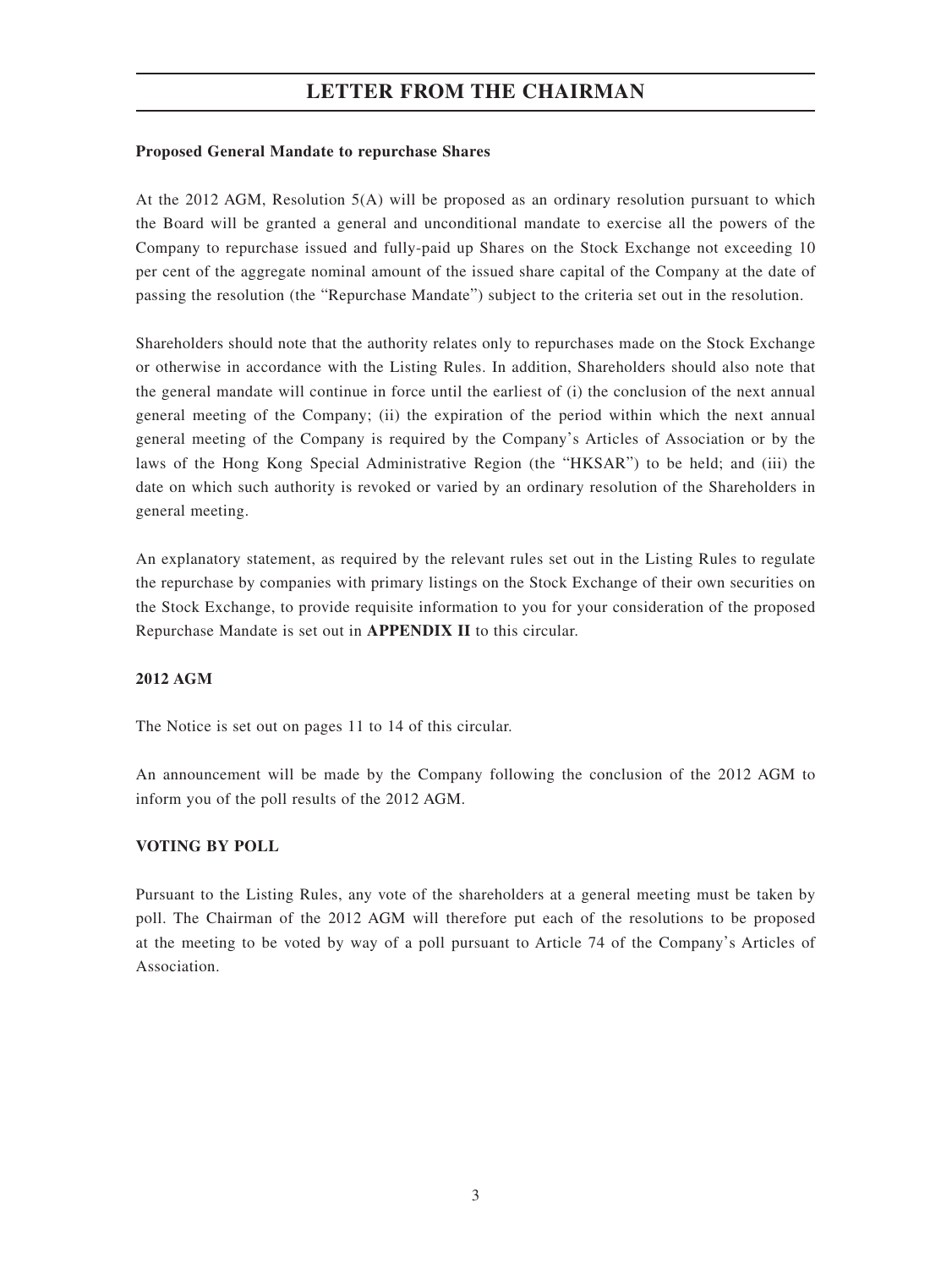# LETTER FROM THE CHAIRMAN

**Proposed General Mandate to repurchase Shares**

At the 2012 AGM, Resolution 5(A) will be proposed as an ordinary resolution pursuant to which the Board will be granted a general and unconditional mandate to exercise all the powers of the Company to repurchase issued and fully-paid up Shares on the Stock Exchange not exceeding 10 per cent of the aggregate nominal amount of the issued share capital of the Company at the date of passing the resolution (the "Repurchase Mandate") subject to the criteria set out in the resolution.

Shareholders should note that the authority relates only to repurchases made on the Stock Exchange or otherwise in accordance with the Listing Rules. In addition, Shareholders should also note that the general mandate will continue in force until the earliest of (i) the conclusion of the next annual general meeting of the Company; (ii) the expiration of the period within which the next annual general meeting of the Company is required by the Company's Articles of Association or by the laws of the Hong Kong Special Administrative Region (the "HKSAR") to be held; and (iii) the date on which such authority is revoked or varied by an ordinary resolution of the Shareholders in general meeting.

An explanatory statement, as required by the relevant rules set out in the Listing Rules to regulate the repurchase by companies with primary listings on the Stock Exchange of their own securities on the Stock Exchange, to provide requisite information to you for your consideration of the proposed Repurchase Mandate is set out in **APPENDIX II** to this circular.

**2012 AGM**

The Notice is set out on pages 11 to 14 of this circular.

An announcement will be made by the Company following the conclusion of the 2012 AGM to inform you of the poll results of the 2012 AGM.

**VOTING BY POLL**

Pursuant to the Listing Rules, any vote of the shareholders at a general meeting must be taken by poll. The Chairman of the 2012 AGM will therefore put each of the resolutions to be proposed at the meeting to be voted by way of a poll pursuant to Article 74 of the Company's Articles of Association.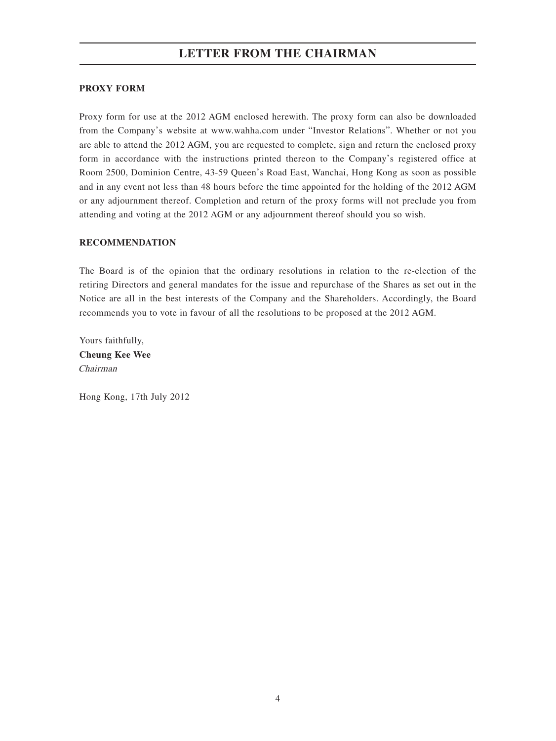# LETTER FROM THE CHAIRMAN

**PROXY FORM**

Proxy form for use at the 2012 AGM enclosed herewith. The proxy form can also be downloaded from the Company's website at www.wahha.com under "Investor Relations". Whether or not you are able to attend the 2012 AGM, you are requested to complete, sign and return the enclosed proxy form in accordance with the instructions printed thereon to the Company's registered office at Room 2500, Dominion Centre, 43-59 Queen's Road East, Wanchai, Hong Kong as soon as possible and in any event not less than 48 hours before the time appointed for the holding of the 2012 AGM or any adjournment thereof. Completion and return of the proxy forms will not preclude you from attending and voting at the 2012 AGM or any adjournment thereof should you so wish.

**RECOMMENDATION**

The Board is of the opinion that the ordinary resolutions in relation to the re-election of the retiring Directors and general mandates for the issue and repurchase of the Shares as set out in the Notice are all in the best interests of the Company and the Shareholders. Accordingly, the Board recommends you to vote in favour of all the resolutions to be proposed at the 2012 AGM.

Yours faithfully,
**Cheung Kee Wee**
*Chairman*

Hong Kong, 17th July 2012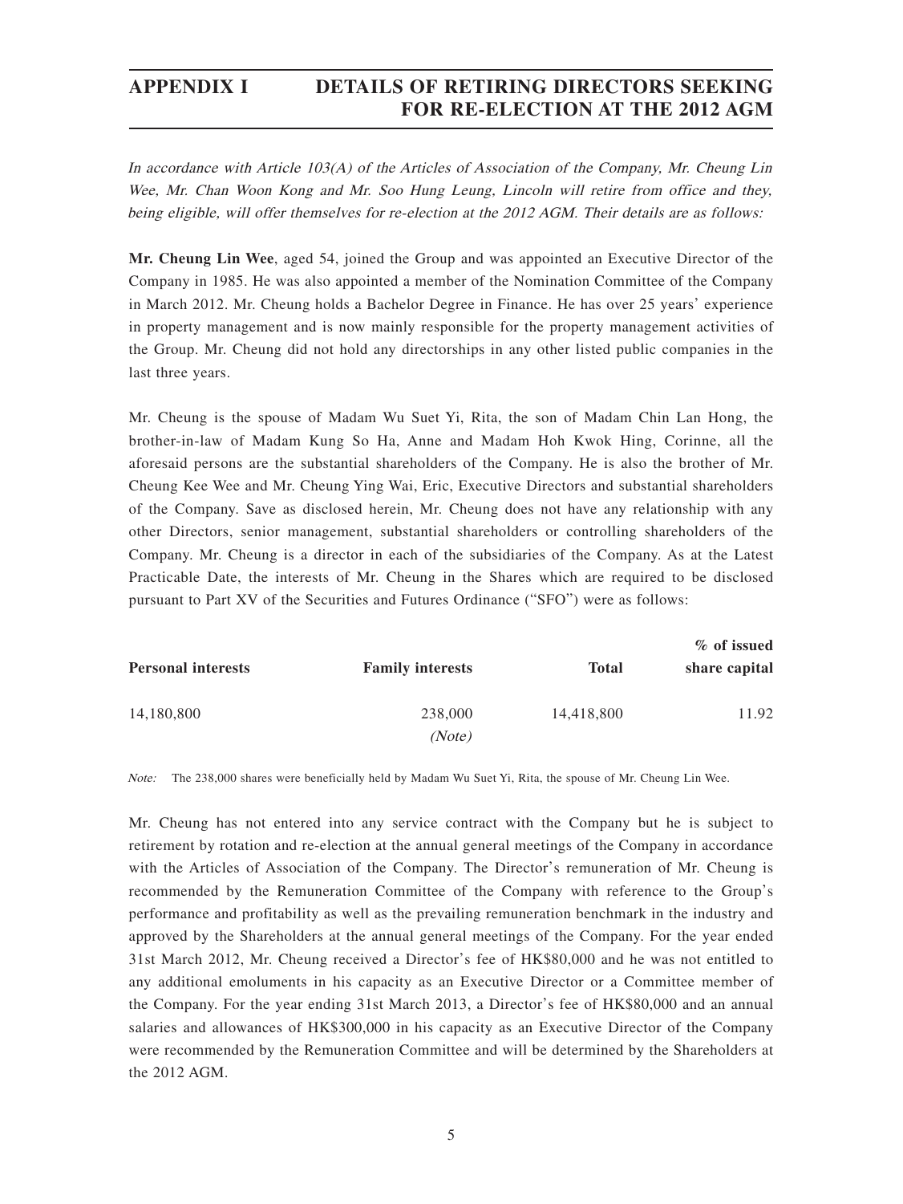# APPENDIX I DETAILS OF RETIRING DIRECTORS SEEKING FOR RE-ELECTION AT THE 2012 AGM

*In accordance with Article 103(A) of the Articles of Association of the Company, Mr. Cheung Lin Wee, Mr. Chan Woon Kong and Mr. Soo Hung Leung, Lincoln will retire from office and they, being eligible, will offer themselves for re-election at the 2012 AGM. Their details are as follows:*

**Mr. Cheung Lin Wee**, aged 54, joined the Group and was appointed an Executive Director of the Company in 1985. He was also appointed a member of the Nomination Committee of the Company in March 2012. Mr. Cheung holds a Bachelor Degree in Finance. He has over 25 years' experience in property management and is now mainly responsible for the property management activities of the Group. Mr. Cheung did not hold any directorships in any other listed public companies in the last three years.

Mr. Cheung is the spouse of Madam Wu Suet Yi, Rita, the son of Madam Chin Lan Hong, the brother-in-law of Madam Kung So Ha, Anne and Madam Hoh Kwok Hing, Corinne, all the aforesaid persons are the substantial shareholders of the Company. He is also the brother of Mr. Cheung Kee Wee and Mr. Cheung Ying Wai, Eric, Executive Directors and substantial shareholders of the Company. Save as disclosed herein, Mr. Cheung does not have any relationship with any other Directors, senior management, substantial shareholders or controlling shareholders of the Company. Mr. Cheung is a director in each of the subsidiaries of the Company. As at the Latest Practicable Date, the interests of Mr. Cheung in the Shares which are required to be disclosed pursuant to Part XV of the Securities and Futures Ordinance ("SFO") were as follows:

| Personal interests | Family interests | Total | % of issued share capital |
|---|---|---|---|
| 14,180,800 | 238,000 *(Note)* | 14,418,800 | 11.92 |

*Note:* The 238,000 shares were beneficially held by Madam Wu Suet Yi, Rita, the spouse of Mr. Cheung Lin Wee.

Mr. Cheung has not entered into any service contract with the Company but he is subject to retirement by rotation and re-election at the annual general meetings of the Company in accordance with the Articles of Association of the Company. The Director's remuneration of Mr. Cheung is recommended by the Remuneration Committee of the Company with reference to the Group's performance and profitability as well as the prevailing remuneration benchmark in the industry and approved by the Shareholders at the annual general meetings of the Company. For the year ended 31st March 2012, Mr. Cheung received a Director's fee of HK$80,000 and he was not entitled to any additional emoluments in his capacity as an Executive Director or a Committee member of the Company. For the year ending 31st March 2013, a Director's fee of HK$80,000 and an annual salaries and allowances of HK$300,000 in his capacity as an Executive Director of the Company were recommended by the Remuneration Committee and will be determined by the Shareholders at the 2012 AGM.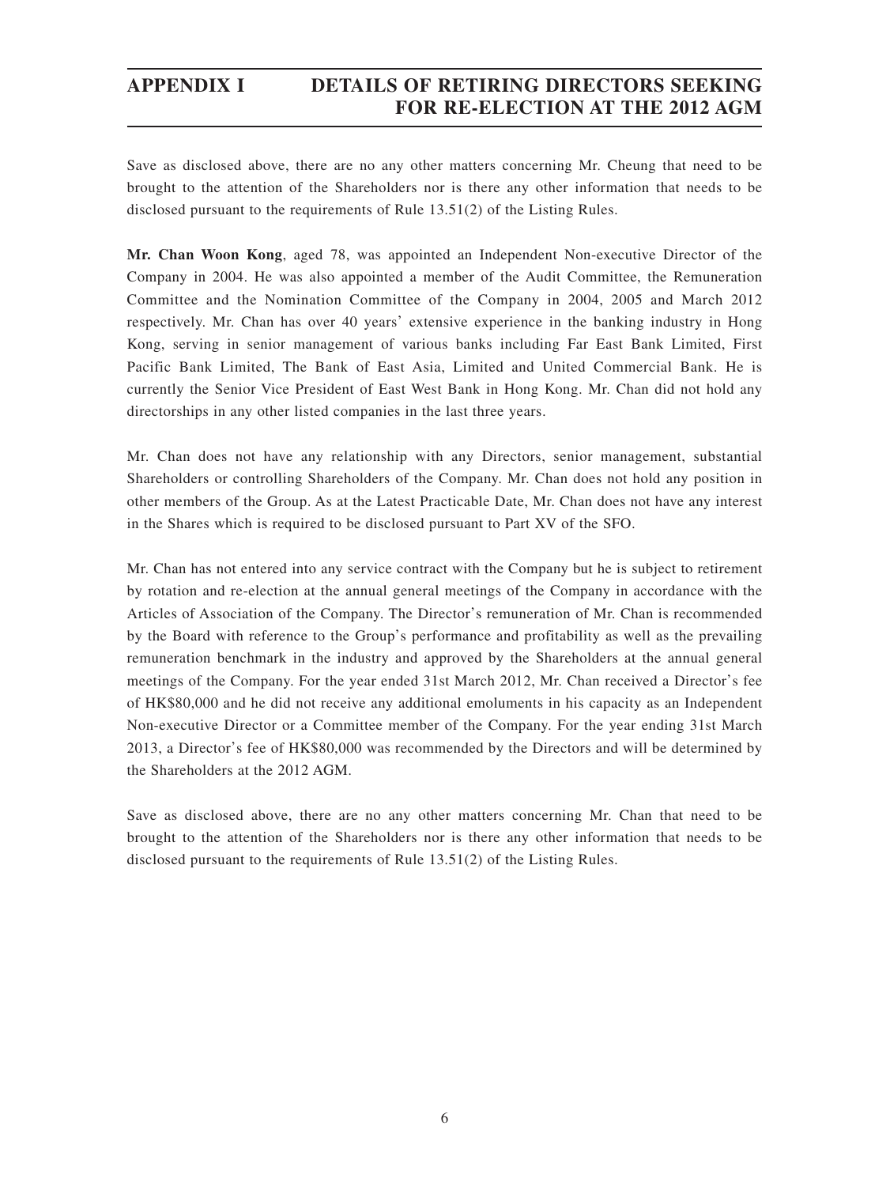Save as disclosed above, there are no any other matters concerning Mr. Cheung that need to be brought to the attention of the Shareholders nor is there any other information that needs to be disclosed pursuant to the requirements of Rule 13.51(2) of the Listing Rules.

**Mr. Chan Woon Kong**, aged 78, was appointed an Independent Non-executive Director of the Company in 2004. He was also appointed a member of the Audit Committee, the Remuneration Committee and the Nomination Committee of the Company in 2004, 2005 and March 2012 respectively. Mr. Chan has over 40 years' extensive experience in the banking industry in Hong Kong, serving in senior management of various banks including Far East Bank Limited, First Pacific Bank Limited, The Bank of East Asia, Limited and United Commercial Bank. He is currently the Senior Vice President of East West Bank in Hong Kong. Mr. Chan did not hold any directorships in any other listed companies in the last three years.

Mr. Chan does not have any relationship with any Directors, senior management, substantial Shareholders or controlling Shareholders of the Company. Mr. Chan does not hold any position in other members of the Group. As at the Latest Practicable Date, Mr. Chan does not have any interest in the Shares which is required to be disclosed pursuant to Part XV of the SFO.

Mr. Chan has not entered into any service contract with the Company but he is subject to retirement by rotation and re-election at the annual general meetings of the Company in accordance with the Articles of Association of the Company. The Director's remuneration of Mr. Chan is recommended by the Board with reference to the Group's performance and profitability as well as the prevailing remuneration benchmark in the industry and approved by the Shareholders at the annual general meetings of the Company. For the year ended 31st March 2012, Mr. Chan received a Director's fee of HK$80,000 and he did not receive any additional emoluments in his capacity as an Independent Non-executive Director or a Committee member of the Company. For the year ending 31st March 2013, a Director's fee of HK$80,000 was recommended by the Directors and will be determined by the Shareholders at the 2012 AGM.

Save as disclosed above, there are no any other matters concerning Mr. Chan that need to be brought to the attention of the Shareholders nor is there any other information that needs to be disclosed pursuant to the requirements of Rule 13.51(2) of the Listing Rules.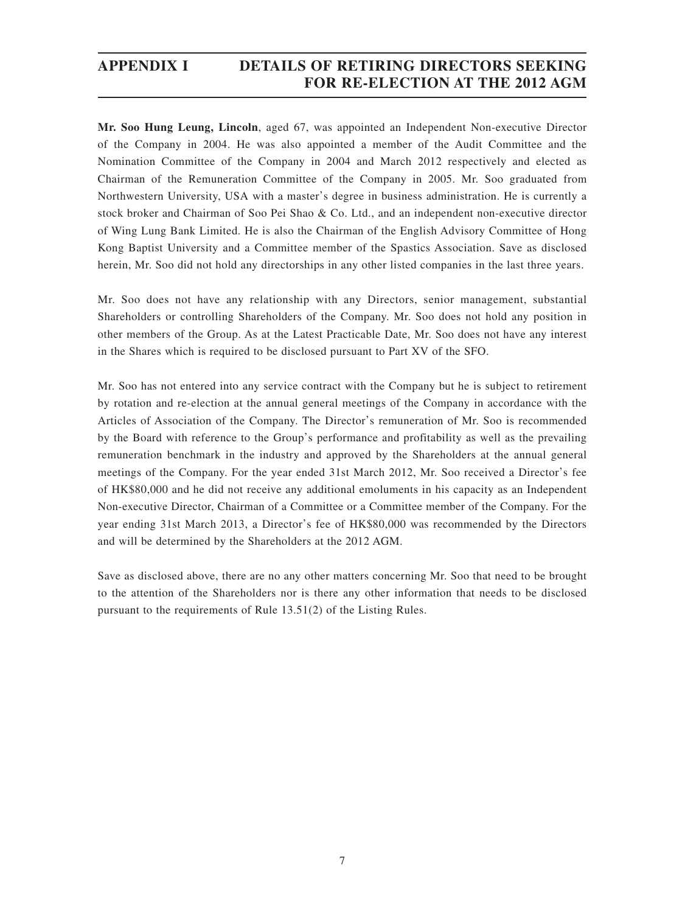**Mr. Soo Hung Leung, Lincoln**, aged 67, was appointed an Independent Non-executive Director of the Company in 2004. He was also appointed a member of the Audit Committee and the Nomination Committee of the Company in 2004 and March 2012 respectively and elected as Chairman of the Remuneration Committee of the Company in 2005. Mr. Soo graduated from Northwestern University, USA with a master's degree in business administration. He is currently a stock broker and Chairman of Soo Pei Shao & Co. Ltd., and an independent non-executive director of Wing Lung Bank Limited. He is also the Chairman of the English Advisory Committee of Hong Kong Baptist University and a Committee member of the Spastics Association. Save as disclosed herein, Mr. Soo did not hold any directorships in any other listed companies in the last three years.

Mr. Soo does not have any relationship with any Directors, senior management, substantial Shareholders or controlling Shareholders of the Company. Mr. Soo does not hold any position in other members of the Group. As at the Latest Practicable Date, Mr. Soo does not have any interest in the Shares which is required to be disclosed pursuant to Part XV of the SFO.

Mr. Soo has not entered into any service contract with the Company but he is subject to retirement by rotation and re-election at the annual general meetings of the Company in accordance with the Articles of Association of the Company. The Director's remuneration of Mr. Soo is recommended by the Board with reference to the Group's performance and profitability as well as the prevailing remuneration benchmark in the industry and approved by the Shareholders at the annual general meetings of the Company. For the year ended 31st March 2012, Mr. Soo received a Director's fee of HK$80,000 and he did not receive any additional emoluments in his capacity as an Independent Non-executive Director, Chairman of a Committee or a Committee member of the Company. For the year ending 31st March 2013, a Director's fee of HK$80,000 was recommended by the Directors and will be determined by the Shareholders at the 2012 AGM.

Save as disclosed above, there are no any other matters concerning Mr. Soo that need to be brought to the attention of the Shareholders nor is there any other information that needs to be disclosed pursuant to the requirements of Rule 13.51(2) of the Listing Rules.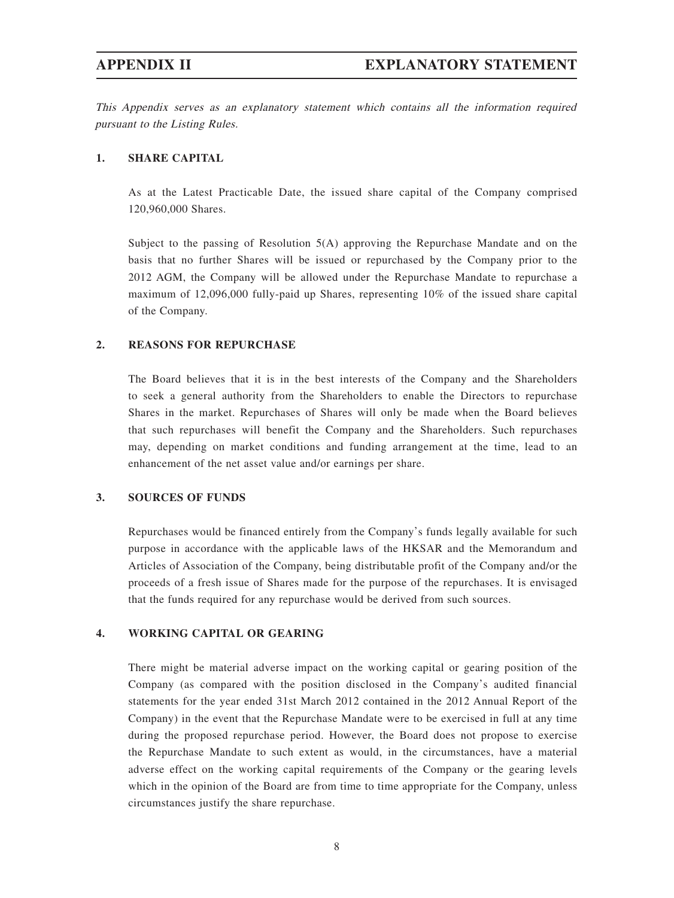# APPENDIX II EXPLANATORY STATEMENT

*This Appendix serves as an explanatory statement which contains all the information required pursuant to the Listing Rules.*

## 1. SHARE CAPITAL

As at the Latest Practicable Date, the issued share capital of the Company comprised 120,960,000 Shares.

Subject to the passing of Resolution 5(A) approving the Repurchase Mandate and on the basis that no further Shares will be issued or repurchased by the Company prior to the 2012 AGM, the Company will be allowed under the Repurchase Mandate to repurchase a maximum of 12,096,000 fully-paid up Shares, representing 10% of the issued share capital of the Company.

## 2. REASONS FOR REPURCHASE

The Board believes that it is in the best interests of the Company and the Shareholders to seek a general authority from the Shareholders to enable the Directors to repurchase Shares in the market. Repurchases of Shares will only be made when the Board believes that such repurchases will benefit the Company and the Shareholders. Such repurchases may, depending on market conditions and funding arrangement at the time, lead to an enhancement of the net asset value and/or earnings per share.

## 3. SOURCES OF FUNDS

Repurchases would be financed entirely from the Company's funds legally available for such purpose in accordance with the applicable laws of the HKSAR and the Memorandum and Articles of Association of the Company, being distributable profit of the Company and/or the proceeds of a fresh issue of Shares made for the purpose of the repurchases. It is envisaged that the funds required for any repurchase would be derived from such sources.

## 4. WORKING CAPITAL OR GEARING

There might be material adverse impact on the working capital or gearing position of the Company (as compared with the position disclosed in the Company's audited financial statements for the year ended 31st March 2012 contained in the 2012 Annual Report of the Company) in the event that the Repurchase Mandate were to be exercised in full at any time during the proposed repurchase period. However, the Board does not propose to exercise the Repurchase Mandate to such extent as would, in the circumstances, have a material adverse effect on the working capital requirements of the Company or the gearing levels which in the opinion of the Board are from time to time appropriate for the Company, unless circumstances justify the share repurchase.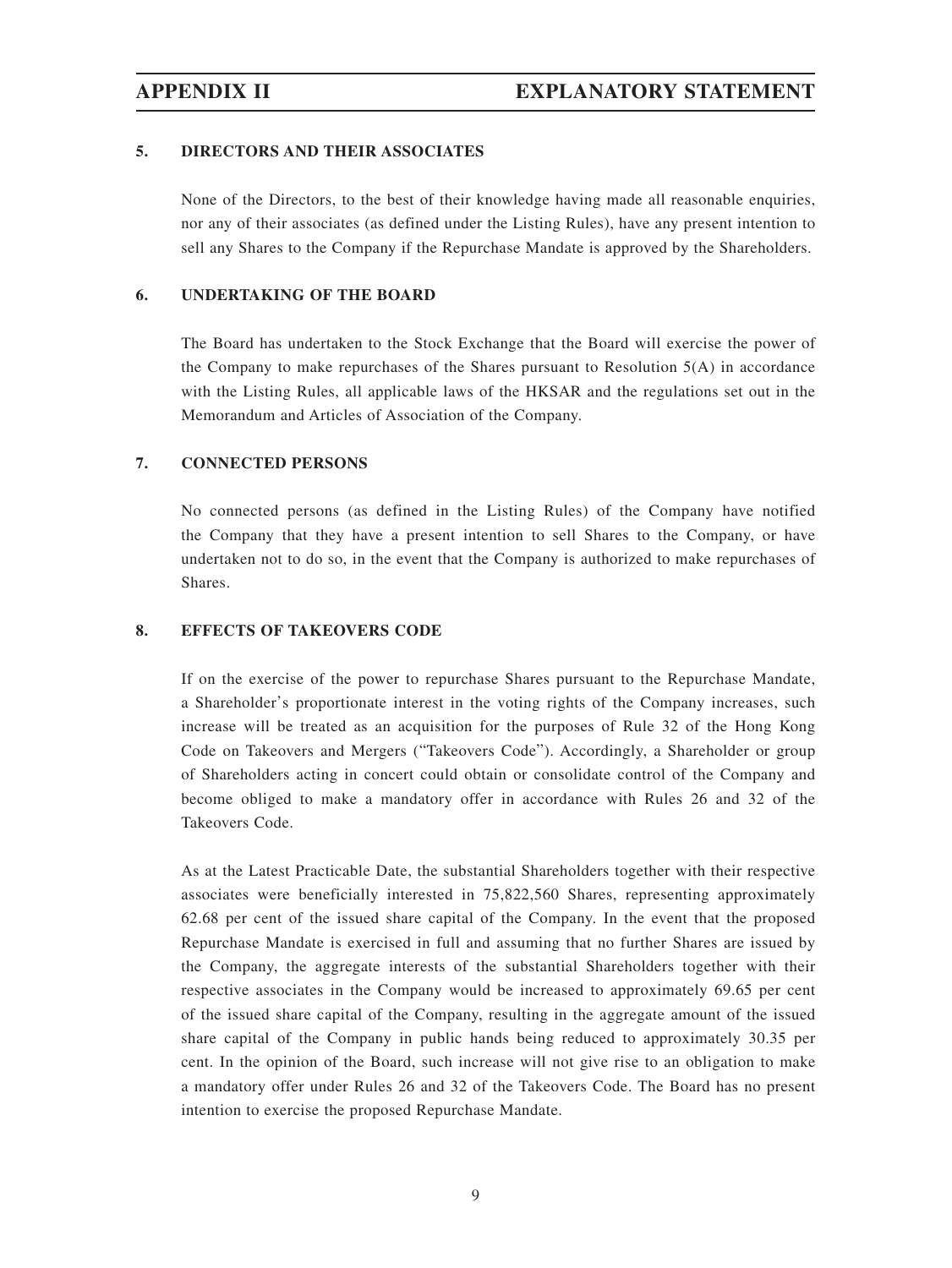### 5. DIRECTORS AND THEIR ASSOCIATES

None of the Directors, to the best of their knowledge having made all reasonable enquiries, nor any of their associates (as defined under the Listing Rules), have any present intention to sell any Shares to the Company if the Repurchase Mandate is approved by the Shareholders.

### 6. UNDERTAKING OF THE BOARD

The Board has undertaken to the Stock Exchange that the Board will exercise the power of the Company to make repurchases of the Shares pursuant to Resolution 5(A) in accordance with the Listing Rules, all applicable laws of the HKSAR and the regulations set out in the Memorandum and Articles of Association of the Company.

### 7. CONNECTED PERSONS

No connected persons (as defined in the Listing Rules) of the Company have notified the Company that they have a present intention to sell Shares to the Company, or have undertaken not to do so, in the event that the Company is authorized to make repurchases of Shares.

### 8. EFFECTS OF TAKEOVERS CODE

If on the exercise of the power to repurchase Shares pursuant to the Repurchase Mandate, a Shareholder's proportionate interest in the voting rights of the Company increases, such increase will be treated as an acquisition for the purposes of Rule 32 of the Hong Kong Code on Takeovers and Mergers ("Takeovers Code"). Accordingly, a Shareholder or group of Shareholders acting in concert could obtain or consolidate control of the Company and become obliged to make a mandatory offer in accordance with Rules 26 and 32 of the Takeovers Code.

As at the Latest Practicable Date, the substantial Shareholders together with their respective associates were beneficially interested in 75,822,560 Shares, representing approximately 62.68 per cent of the issued share capital of the Company. In the event that the proposed Repurchase Mandate is exercised in full and assuming that no further Shares are issued by the Company, the aggregate interests of the substantial Shareholders together with their respective associates in the Company would be increased to approximately 69.65 per cent of the issued share capital of the Company, resulting in the aggregate amount of the issued share capital of the Company in public hands being reduced to approximately 30.35 per cent. In the opinion of the Board, such increase will not give rise to an obligation to make a mandatory offer under Rules 26 and 32 of the Takeovers Code. The Board has no present intention to exercise the proposed Repurchase Mandate.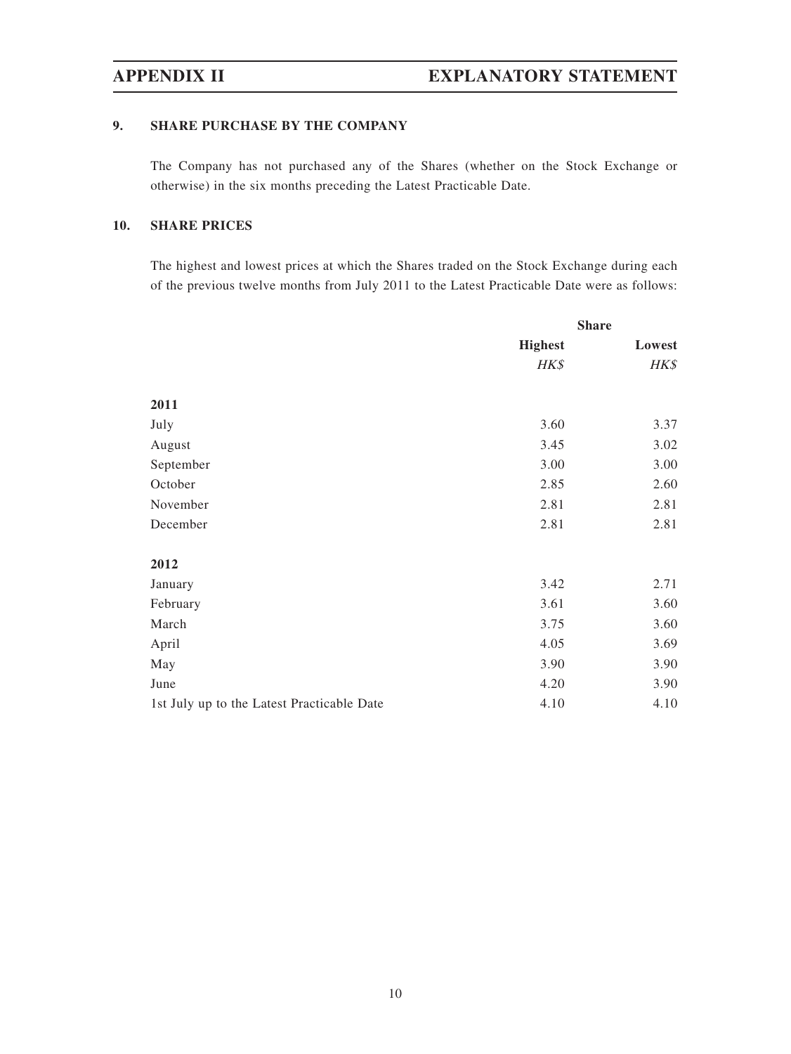# APPENDIX II EXPLANATORY STATEMENT

### 9. SHARE PURCHASE BY THE COMPANY

The Company has not purchased any of the Shares (whether on the Stock Exchange or otherwise) in the six months preceding the Latest Practicable Date.

### 10. SHARE PRICES

The highest and lowest prices at which the Shares traded on the Stock Exchange during each of the previous twelve months from July 2011 to the Latest Practicable Date were as follows:

| | Share | |
|---|---|---|
| | **Highest** | **Lowest** |
| | *HK$* | *HK$* |
| **2011** | | |
| July | 3.60 | 3.37 |
| August | 3.45 | 3.02 |
| September | 3.00 | 3.00 |
| October | 2.85 | 2.60 |
| November | 2.81 | 2.81 |
| December | 2.81 | 2.81 |
| **2012** | | |
| January | 3.42 | 2.71 |
| February | 3.61 | 3.60 |
| March | 3.75 | 3.60 |
| April | 4.05 | 3.69 |
| May | 3.90 | 3.90 |
| June | 4.20 | 3.90 |
| 1st July up to the Latest Practicable Date | 4.10 | 4.10 |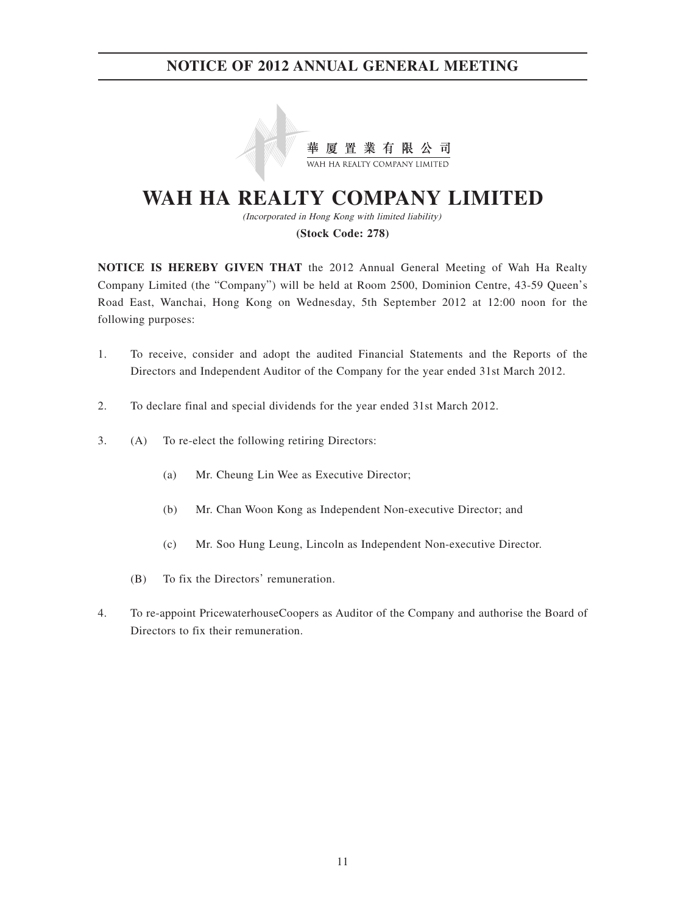# NOTICE OF 2012 ANNUAL GENERAL MEETING

華 厦 置 業 有 限 公 司
WAH HA REALTY COMPANY LIMITED

# WAH HA REALTY COMPANY LIMITED

*(Incorporated in Hong Kong with limited liability)*

**(Stock Code: 278)**

**NOTICE IS HEREBY GIVEN THAT** the 2012 Annual General Meeting of Wah Ha Realty Company Limited (the "Company") will be held at Room 2500, Dominion Centre, 43-59 Queen's Road East, Wanchai, Hong Kong on Wednesday, 5th September 2012 at 12:00 noon for the following purposes:

1. To receive, consider and adopt the audited Financial Statements and the Reports of the Directors and Independent Auditor of the Company for the year ended 31st March 2012.

2. To declare final and special dividends for the year ended 31st March 2012.

3. (A) To re-elect the following retiring Directors:

   (a) Mr. Cheung Lin Wee as Executive Director;

   (b) Mr. Chan Woon Kong as Independent Non-executive Director; and

   (c) Mr. Soo Hung Leung, Lincoln as Independent Non-executive Director.

   (B) To fix the Directors' remuneration.

4. To re-appoint PricewaterhouseCoopers as Auditor of the Company and authorise the Board of Directors to fix their remuneration.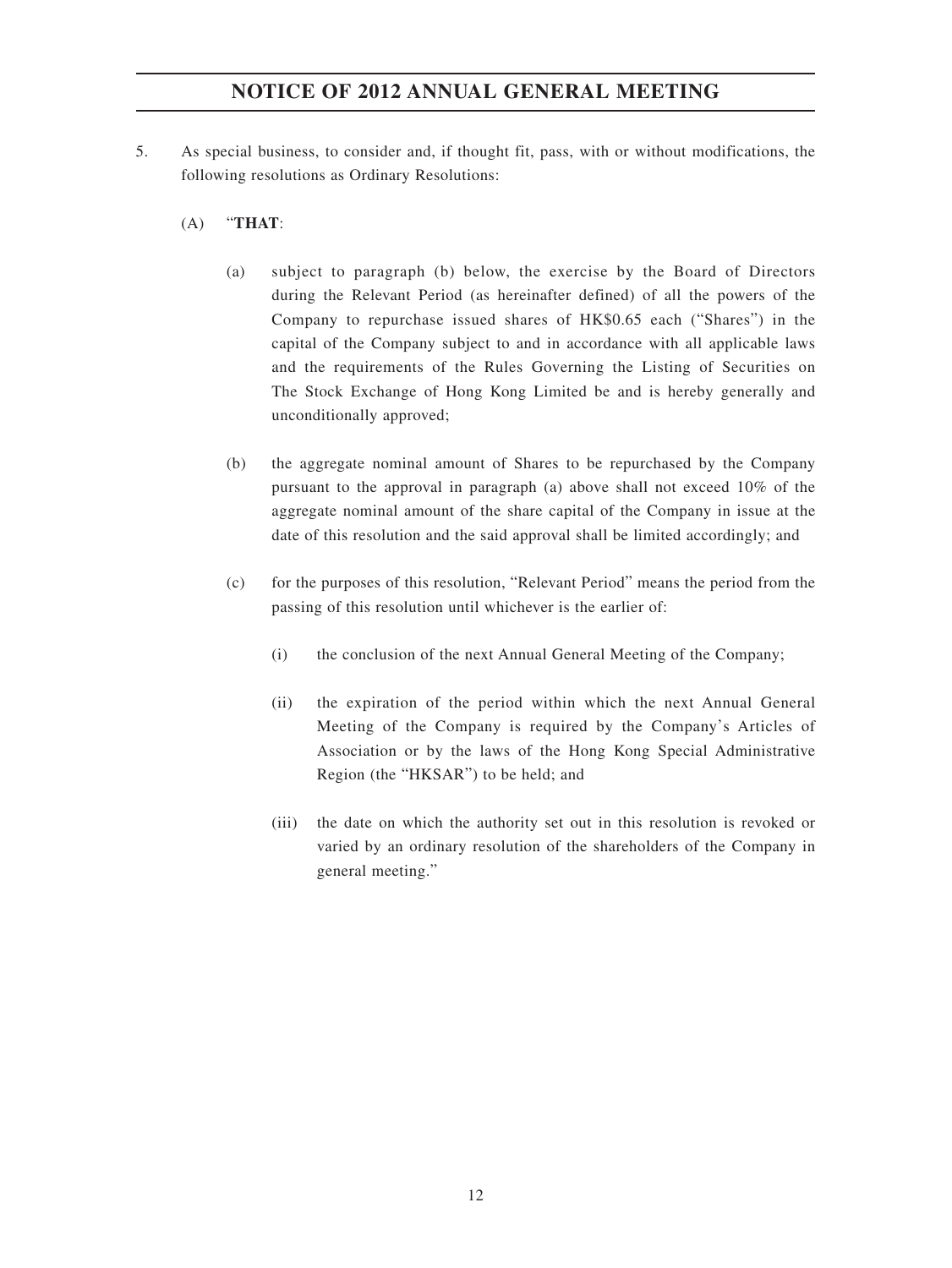5. As special business, to consider and, if thought fit, pass, with or without modifications, the following resolutions as Ordinary Resolutions:

   (A) "**THAT**:

      (a) subject to paragraph (b) below, the exercise by the Board of Directors during the Relevant Period (as hereinafter defined) of all the powers of the Company to repurchase issued shares of HK$0.65 each ("Shares") in the capital of the Company subject to and in accordance with all applicable laws and the requirements of the Rules Governing the Listing of Securities on The Stock Exchange of Hong Kong Limited be and is hereby generally and unconditionally approved;

      (b) the aggregate nominal amount of Shares to be repurchased by the Company pursuant to the approval in paragraph (a) above shall not exceed 10% of the aggregate nominal amount of the share capital of the Company in issue at the date of this resolution and the said approval shall be limited accordingly; and

      (c) for the purposes of this resolution, "Relevant Period" means the period from the passing of this resolution until whichever is the earlier of:

         (i) the conclusion of the next Annual General Meeting of the Company;

         (ii) the expiration of the period within which the next Annual General Meeting of the Company is required by the Company's Articles of Association or by the laws of the Hong Kong Special Administrative Region (the "HKSAR") to be held; and

         (iii) the date on which the authority set out in this resolution is revoked or varied by an ordinary resolution of the shareholders of the Company in general meeting."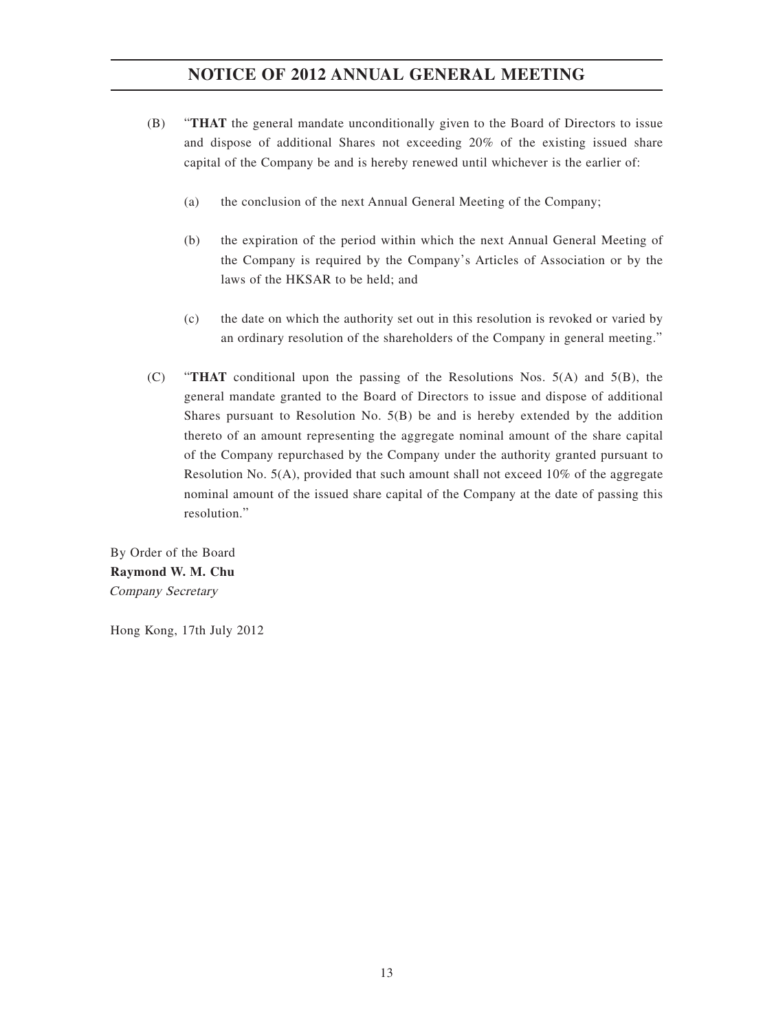(B) "**THAT** the general mandate unconditionally given to the Board of Directors to issue and dispose of additional Shares not exceeding 20% of the existing issued share capital of the Company be and is hereby renewed until whichever is the earlier of:

   (a) the conclusion of the next Annual General Meeting of the Company;

   (b) the expiration of the period within which the next Annual General Meeting of the Company is required by the Company's Articles of Association or by the laws of the HKSAR to be held; and

   (c) the date on which the authority set out in this resolution is revoked or varied by an ordinary resolution of the shareholders of the Company in general meeting."

(C) "**THAT** conditional upon the passing of the Resolutions Nos. 5(A) and 5(B), the general mandate granted to the Board of Directors to issue and dispose of additional Shares pursuant to Resolution No. 5(B) be and is hereby extended by the addition thereto of an amount representing the aggregate nominal amount of the share capital of the Company repurchased by the Company under the authority granted pursuant to Resolution No. 5(A), provided that such amount shall not exceed 10% of the aggregate nominal amount of the issued share capital of the Company at the date of passing this resolution."

By Order of the Board
**Raymond W. M. Chu**
*Company Secretary*

Hong Kong, 17th July 2012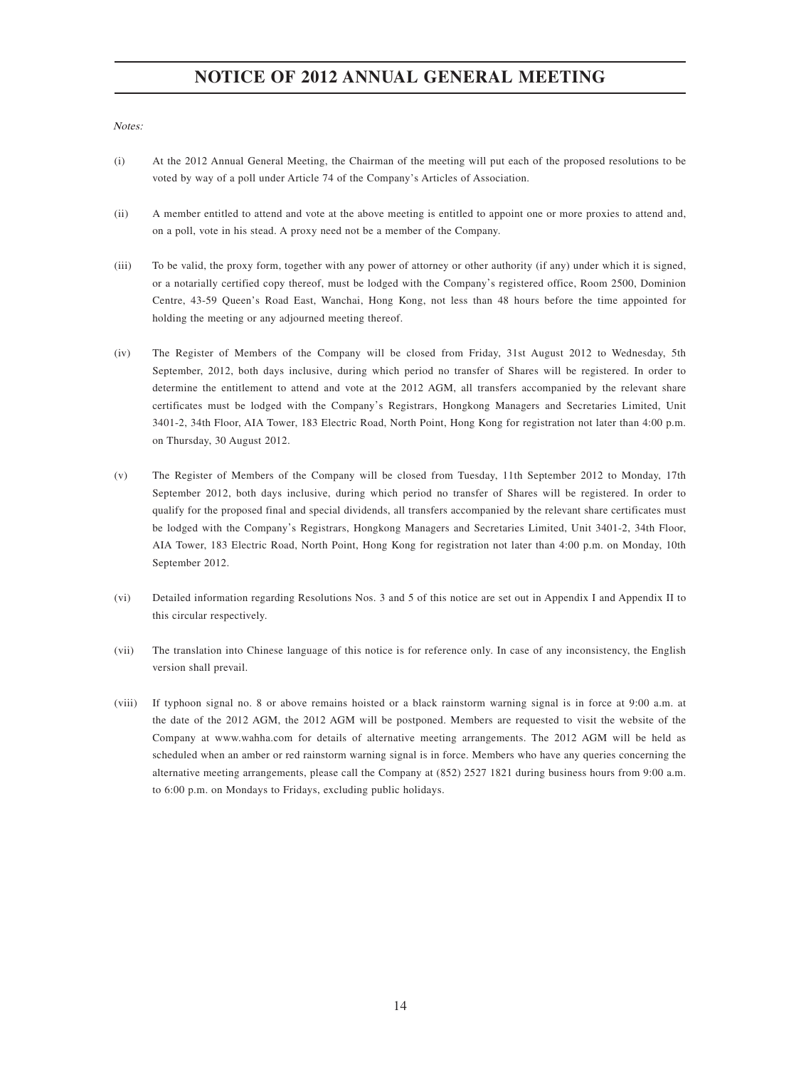# NOTICE OF 2012 ANNUAL GENERAL MEETING

*Notes:*

(i) At the 2012 Annual General Meeting, the Chairman of the meeting will put each of the proposed resolutions to be voted by way of a poll under Article 74 of the Company's Articles of Association.

(ii) A member entitled to attend and vote at the above meeting is entitled to appoint one or more proxies to attend and, on a poll, vote in his stead. A proxy need not be a member of the Company.

(iii) To be valid, the proxy form, together with any power of attorney or other authority (if any) under which it is signed, or a notarially certified copy thereof, must be lodged with the Company's registered office, Room 2500, Dominion Centre, 43-59 Queen's Road East, Wanchai, Hong Kong, not less than 48 hours before the time appointed for holding the meeting or any adjourned meeting thereof.

(iv) The Register of Members of the Company will be closed from Friday, 31st August 2012 to Wednesday, 5th September, 2012, both days inclusive, during which period no transfer of Shares will be registered. In order to determine the entitlement to attend and vote at the 2012 AGM, all transfers accompanied by the relevant share certificates must be lodged with the Company's Registrars, Hongkong Managers and Secretaries Limited, Unit 3401-2, 34th Floor, AIA Tower, 183 Electric Road, North Point, Hong Kong for registration not later than 4:00 p.m. on Thursday, 30 August 2012.

(v) The Register of Members of the Company will be closed from Tuesday, 11th September 2012 to Monday, 17th September 2012, both days inclusive, during which period no transfer of Shares will be registered. In order to qualify for the proposed final and special dividends, all transfers accompanied by the relevant share certificates must be lodged with the Company's Registrars, Hongkong Managers and Secretaries Limited, Unit 3401-2, 34th Floor, AIA Tower, 183 Electric Road, North Point, Hong Kong for registration not later than 4:00 p.m. on Monday, 10th September 2012.

(vi) Detailed information regarding Resolutions Nos. 3 and 5 of this notice are set out in Appendix I and Appendix II to this circular respectively.

(vii) The translation into Chinese language of this notice is for reference only. In case of any inconsistency, the English version shall prevail.

(viii) If typhoon signal no. 8 or above remains hoisted or a black rainstorm warning signal is in force at 9:00 a.m. at the date of the 2012 AGM, the 2012 AGM will be postponed. Members are requested to visit the website of the Company at www.wahha.com for details of alternative meeting arrangements. The 2012 AGM will be held as scheduled when an amber or red rainstorm warning signal is in force. Members who have any queries concerning the alternative meeting arrangements, please call the Company at (852) 2527 1821 during business hours from 9:00 a.m. to 6:00 p.m. on Mondays to Fridays, excluding public holidays.